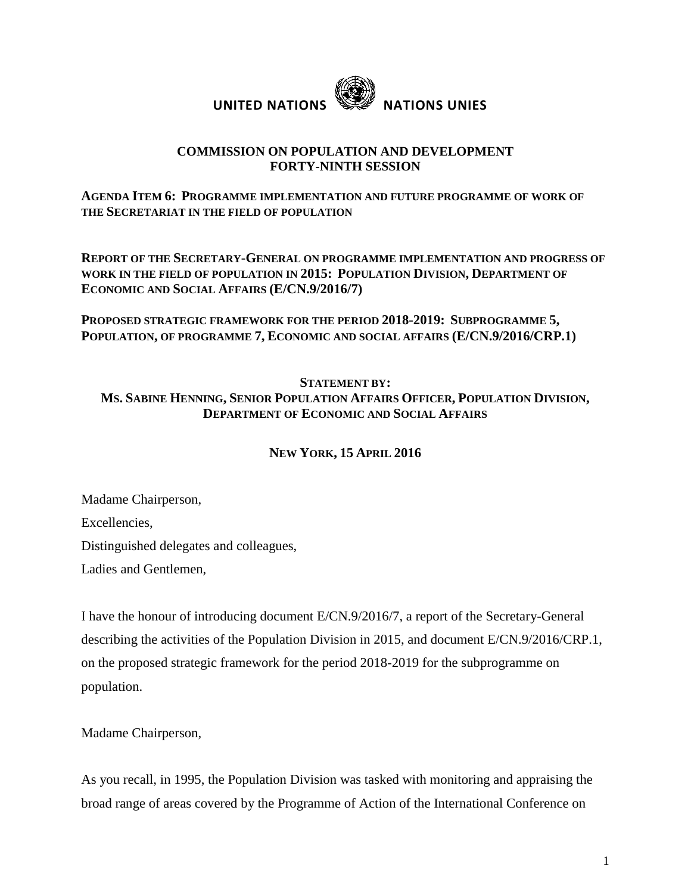**UNITED NATIONS NATIONS UNIES**

**COMMISSION ON POPULATION AND DEVELOPMENT**
**FORTY-NINTH SESSION**

**AGENDA ITEM 6: PROGRAMME IMPLEMENTATION AND FUTURE PROGRAMME OF WORK OF THE SECRETARIAT IN THE FIELD OF POPULATION**

**REPORT OF THE SECRETARY-GENERAL ON PROGRAMME IMPLEMENTATION AND PROGRESS OF WORK IN THE FIELD OF POPULATION IN 2015: POPULATION DIVISION, DEPARTMENT OF ECONOMIC AND SOCIAL AFFAIRS (E/CN.9/2016/7)**

**PROPOSED STRATEGIC FRAMEWORK FOR THE PERIOD 2018-2019: SUBPROGRAMME 5, POPULATION, OF PROGRAMME 7, ECONOMIC AND SOCIAL AFFAIRS (E/CN.9/2016/CRP.1)**

**STATEMENT BY:**
**MS. SABINE HENNING, SENIOR POPULATION AFFAIRS OFFICER, POPULATION DIVISION, DEPARTMENT OF ECONOMIC AND SOCIAL AFFAIRS**

**NEW YORK, 15 APRIL 2016**

Madame Chairperson,

Excellencies,

Distinguished delegates and colleagues,

Ladies and Gentlemen,

I have the honour of introducing document E/CN.9/2016/7, a report of the Secretary-General describing the activities of the Population Division in 2015, and document E/CN.9/2016/CRP.1, on the proposed strategic framework for the period 2018-2019 for the subprogramme on population.

Madame Chairperson,

As you recall, in 1995, the Population Division was tasked with monitoring and appraising the broad range of areas covered by the Programme of Action of the International Conference on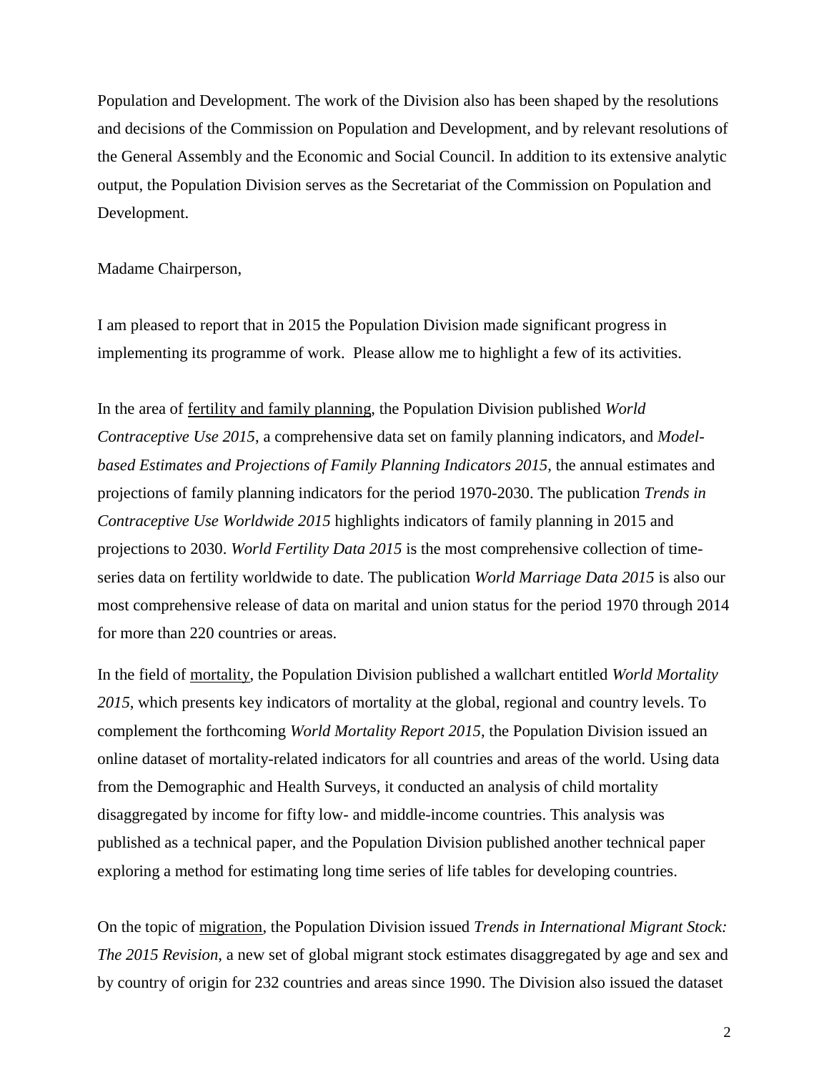Population and Development. The work of the Division also has been shaped by the resolutions and decisions of the Commission on Population and Development, and by relevant resolutions of the General Assembly and the Economic and Social Council. In addition to its extensive analytic output, the Population Division serves as the Secretariat of the Commission on Population and Development.

Madame Chairperson,

I am pleased to report that in 2015 the Population Division made significant progress in implementing its programme of work. Please allow me to highlight a few of its activities.

In the area of fertility and family planning, the Population Division published *World Contraceptive Use 2015*, a comprehensive data set on family planning indicators, and *Model-based Estimates and Projections of Family Planning Indicators 2015*, the annual estimates and projections of family planning indicators for the period 1970-2030. The publication *Trends in Contraceptive Use Worldwide 2015* highlights indicators of family planning in 2015 and projections to 2030. *World Fertility Data 2015* is the most comprehensive collection of time-series data on fertility worldwide to date. The publication *World Marriage Data 2015* is also our most comprehensive release of data on marital and union status for the period 1970 through 2014 for more than 220 countries or areas.

In the field of mortality, the Population Division published a wallchart entitled *World Mortality 2015*, which presents key indicators of mortality at the global, regional and country levels. To complement the forthcoming *World Mortality Report 2015*, the Population Division issued an online dataset of mortality-related indicators for all countries and areas of the world. Using data from the Demographic and Health Surveys, it conducted an analysis of child mortality disaggregated by income for fifty low- and middle-income countries. This analysis was published as a technical paper, and the Population Division published another technical paper exploring a method for estimating long time series of life tables for developing countries.

On the topic of migration, the Population Division issued *Trends in International Migrant Stock: The 2015 Revision*, a new set of global migrant stock estimates disaggregated by age and sex and by country of origin for 232 countries and areas since 1990. The Division also issued the dataset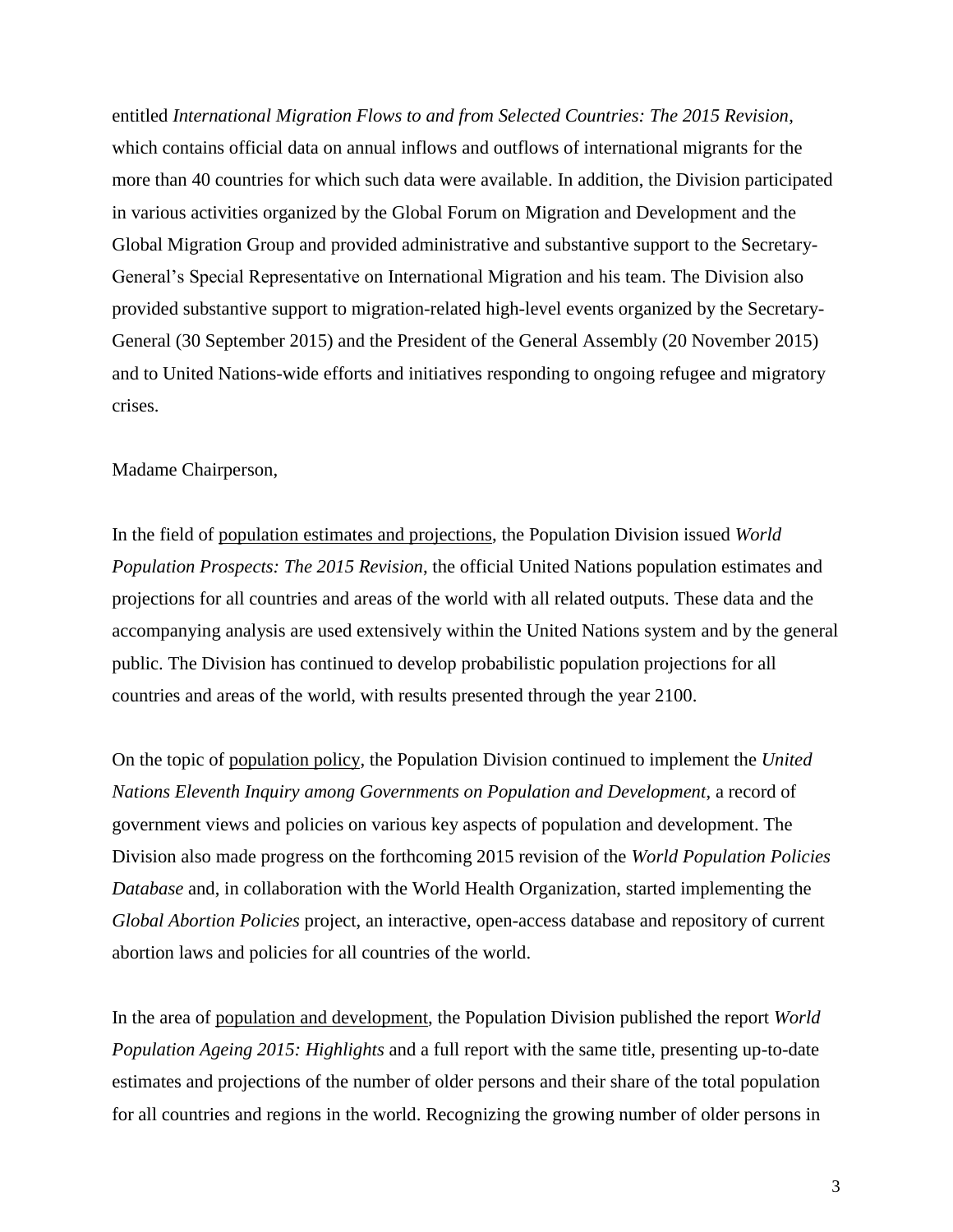entitled *International Migration Flows to and from Selected Countries: The 2015 Revision*, which contains official data on annual inflows and outflows of international migrants for the more than 40 countries for which such data were available. In addition, the Division participated in various activities organized by the Global Forum on Migration and Development and the Global Migration Group and provided administrative and substantive support to the Secretary-General's Special Representative on International Migration and his team. The Division also provided substantive support to migration-related high-level events organized by the Secretary-General (30 September 2015) and the President of the General Assembly (20 November 2015) and to United Nations-wide efforts and initiatives responding to ongoing refugee and migratory crises.

Madame Chairperson,

In the field of <u>population estimates and projections</u>, the Population Division issued *World Population Prospects: The 2015 Revision*, the official United Nations population estimates and projections for all countries and areas of the world with all related outputs. These data and the accompanying analysis are used extensively within the United Nations system and by the general public. The Division has continued to develop probabilistic population projections for all countries and areas of the world, with results presented through the year 2100.

On the topic of <u>population policy</u>, the Population Division continued to implement the *United Nations Eleventh Inquiry among Governments on Population and Development*, a record of government views and policies on various key aspects of population and development. The Division also made progress on the forthcoming 2015 revision of the *World Population Policies Database* and, in collaboration with the World Health Organization, started implementing the *Global Abortion Policies* project, an interactive, open-access database and repository of current abortion laws and policies for all countries of the world.

In the area of <u>population and development</u>, the Population Division published the report *World Population Ageing 2015: Highlights* and a full report with the same title, presenting up-to-date estimates and projections of the number of older persons and their share of the total population for all countries and regions in the world. Recognizing the growing number of older persons in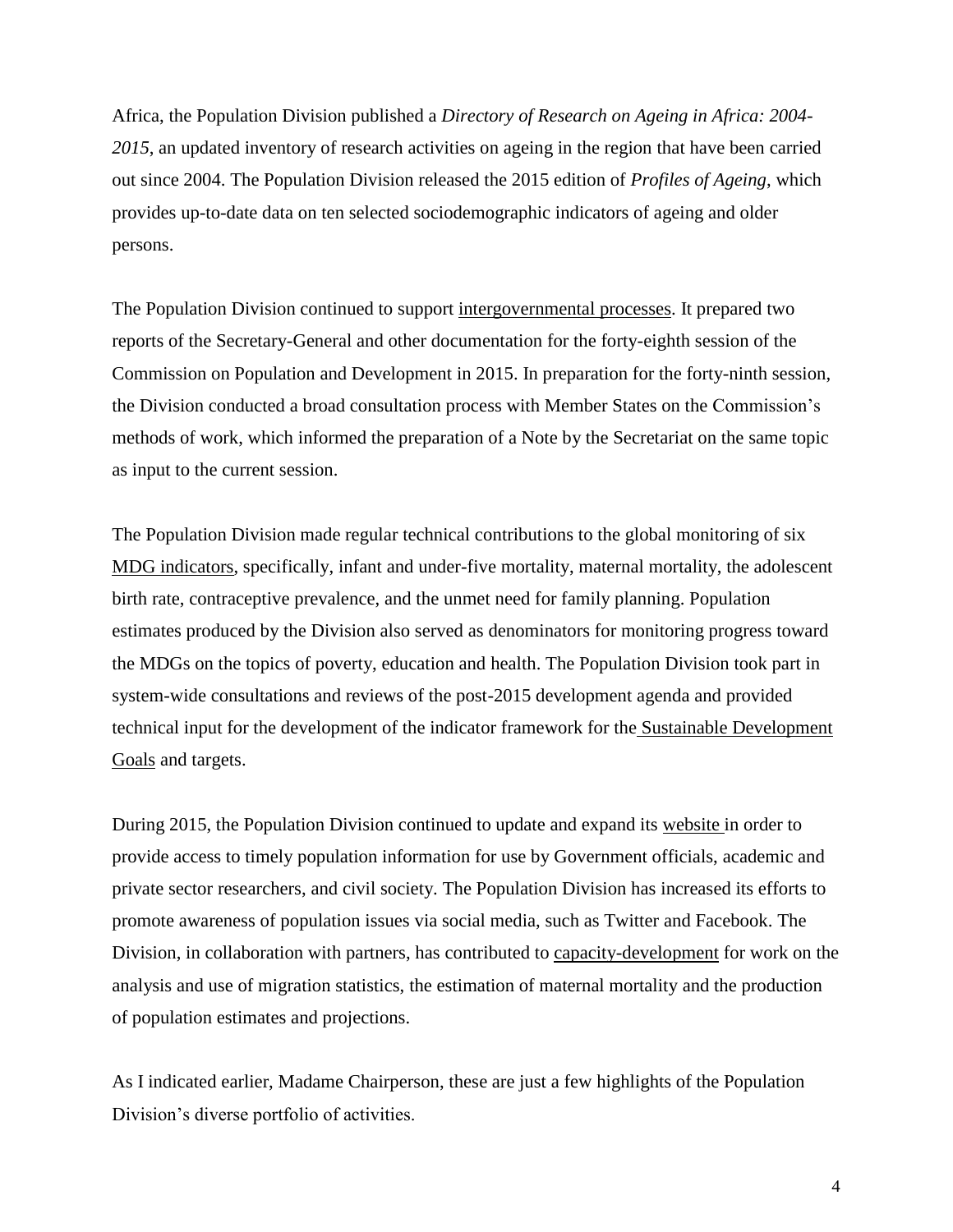Africa, the Population Division published a *Directory of Research on Ageing in Africa: 2004-2015*, an updated inventory of research activities on ageing in the region that have been carried out since 2004. The Population Division released the 2015 edition of *Profiles of Ageing*, which provides up-to-date data on ten selected sociodemographic indicators of ageing and older persons.

The Population Division continued to support intergovernmental processes. It prepared two reports of the Secretary-General and other documentation for the forty-eighth session of the Commission on Population and Development in 2015. In preparation for the forty-ninth session, the Division conducted a broad consultation process with Member States on the Commission's methods of work, which informed the preparation of a Note by the Secretariat on the same topic as input to the current session.

The Population Division made regular technical contributions to the global monitoring of six MDG indicators, specifically, infant and under-five mortality, maternal mortality, the adolescent birth rate, contraceptive prevalence, and the unmet need for family planning. Population estimates produced by the Division also served as denominators for monitoring progress toward the MDGs on the topics of poverty, education and health. The Population Division took part in system-wide consultations and reviews of the post-2015 development agenda and provided technical input for the development of the indicator framework for the Sustainable Development Goals and targets.

During 2015, the Population Division continued to update and expand its website in order to provide access to timely population information for use by Government officials, academic and private sector researchers, and civil society. The Population Division has increased its efforts to promote awareness of population issues via social media, such as Twitter and Facebook. The Division, in collaboration with partners, has contributed to capacity-development for work on the analysis and use of migration statistics, the estimation of maternal mortality and the production of population estimates and projections.

As I indicated earlier, Madame Chairperson, these are just a few highlights of the Population Division's diverse portfolio of activities.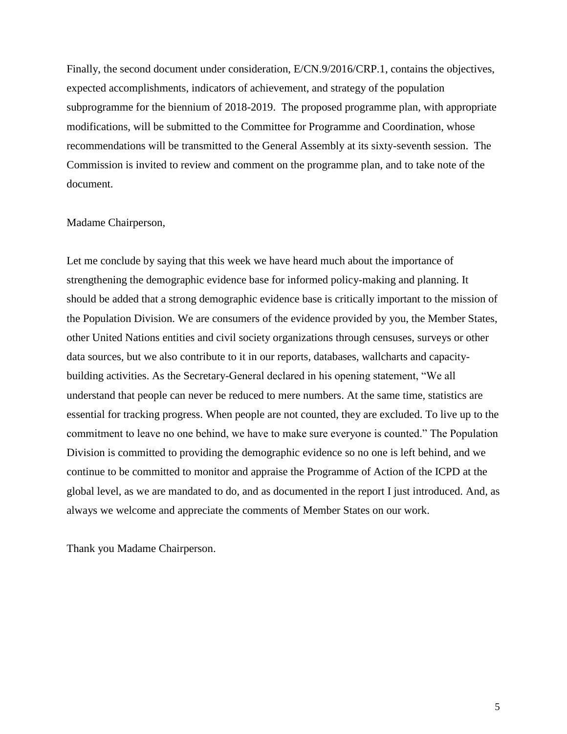Finally, the second document under consideration, E/CN.9/2016/CRP.1, contains the objectives, expected accomplishments, indicators of achievement, and strategy of the population subprogramme for the biennium of 2018-2019. The proposed programme plan, with appropriate modifications, will be submitted to the Committee for Programme and Coordination, whose recommendations will be transmitted to the General Assembly at its sixty-seventh session. The Commission is invited to review and comment on the programme plan, and to take note of the document.

Madame Chairperson,

Let me conclude by saying that this week we have heard much about the importance of strengthening the demographic evidence base for informed policy-making and planning. It should be added that a strong demographic evidence base is critically important to the mission of the Population Division. We are consumers of the evidence provided by you, the Member States, other United Nations entities and civil society organizations through censuses, surveys or other data sources, but we also contribute to it in our reports, databases, wallcharts and capacity-building activities. As the Secretary-General declared in his opening statement, "We all understand that people can never be reduced to mere numbers. At the same time, statistics are essential for tracking progress. When people are not counted, they are excluded. To live up to the commitment to leave no one behind, we have to make sure everyone is counted." The Population Division is committed to providing the demographic evidence so no one is left behind, and we continue to be committed to monitor and appraise the Programme of Action of the ICPD at the global level, as we are mandated to do, and as documented in the report I just introduced. And, as always we welcome and appreciate the comments of Member States on our work.

Thank you Madame Chairperson.